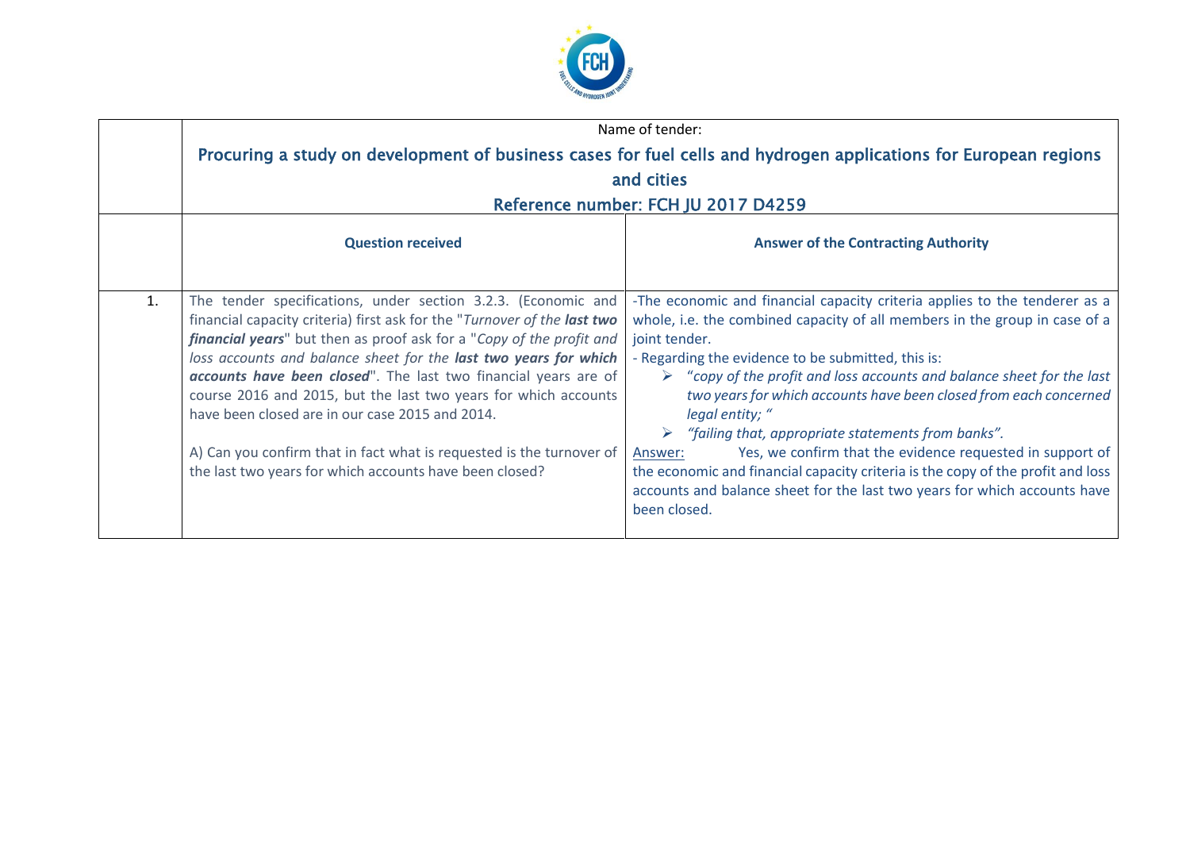| | Name of tender:<br>**Procuring a study on development of business cases for fuel cells and hydrogen applications for European regions and cities**<br>**Reference number: FCH JU 2017 D4259** | |
|---|---|---|
| | **Question received** | **Answer of the Contracting Authority** |
| 1. | The tender specifications, under section 3.2.3. (Economic and financial capacity criteria) first ask for the "*Turnover of the **last two financial years***" but then as proof ask for a "*Copy of the profit and loss accounts and balance sheet for the **last two years for which accounts have been closed***". The last two financial years are of course 2016 and 2015, but the last two years for which accounts have been closed are in our case 2015 and 2014.<br><br>A) Can you confirm that in fact what is requested is the turnover of the last two years for which accounts have been closed? | -The economic and financial capacity criteria applies to the tenderer as a whole, i.e. the combined capacity of all members in the group in case of a joint tender.<br>- Regarding the evidence to be submitted, this is:<br>➢ "*copy of the profit and loss accounts and balance sheet for the last two years for which accounts have been closed from each concerned legal entity;* "<br>➢ *"failing that, appropriate statements from banks".*<br>Answer: Yes, we confirm that the evidence requested in support of the economic and financial capacity criteria is the copy of the profit and loss accounts and balance sheet for the last two years for which accounts have been closed. |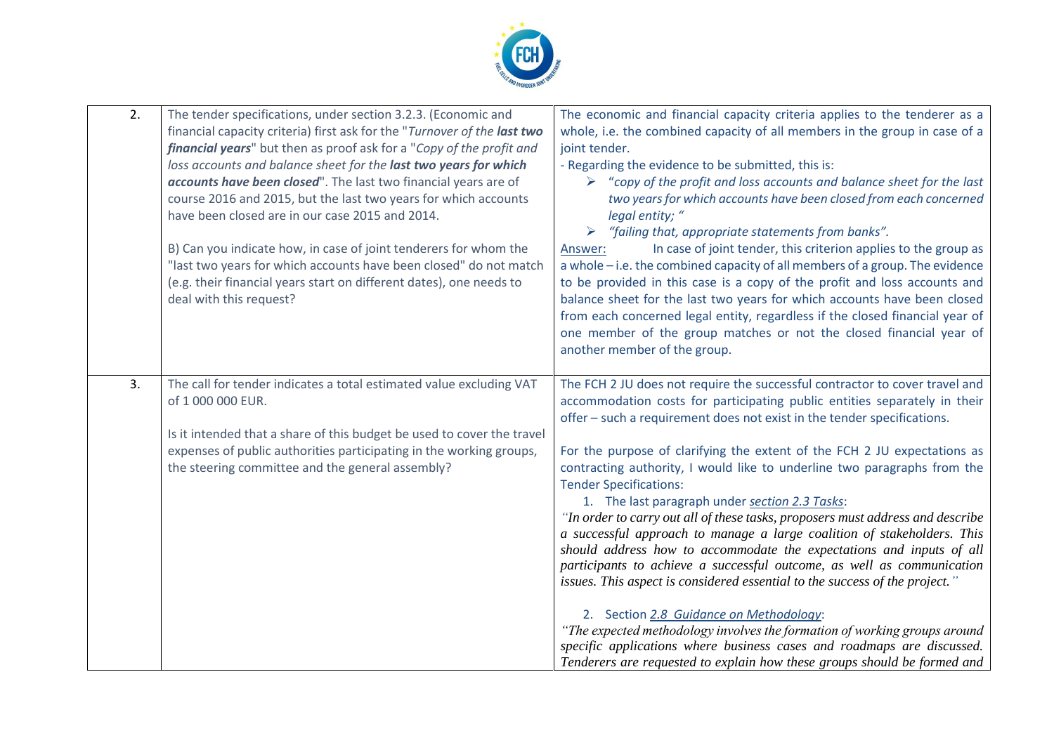| | | |
|---|---|---|
| 2. | The tender specifications, under section 3.2.3. (Economic and financial capacity criteria) first ask for the "*Turnover of the **last two financial years***" but then as proof ask for a "*Copy of the profit and loss accounts and balance sheet for the **last two years for which accounts have been closed***". The last two financial years are of course 2016 and 2015, but the last two years for which accounts have been closed are in our case 2015 and 2014.<br><br>B) Can you indicate how, in case of joint tenderers for whom the "last two years for which accounts have been closed" do not match (e.g. their financial years start on different dates), one needs to deal with this request? | The economic and financial capacity criteria applies to the tenderer as a whole, i.e. the combined capacity of all members in the group in case of a joint tender.<br>- Regarding the evidence to be submitted, this is:<br>➢ *"copy of the profit and loss accounts and balance sheet for the last two years for which accounts have been closed from each concerned legal entity; "*<br>➢ *"failing that, appropriate statements from banks".*<br><u>Answer:</u> In case of joint tender, this criterion applies to the group as a whole – i.e. the combined capacity of all members of a group. The evidence to be provided in this case is a copy of the profit and loss accounts and balance sheet for the last two years for which accounts have been closed from each concerned legal entity, regardless if the closed financial year of one member of the group matches or not the closed financial year of another member of the group. |
| 3. | The call for tender indicates a total estimated value excluding VAT of 1 000 000 EUR.<br><br>Is it intended that a share of this budget be used to cover the travel expenses of public authorities participating in the working groups, the steering committee and the general assembly? | The FCH 2 JU does not require the successful contractor to cover travel and accommodation costs for participating public entities separately in their offer – such a requirement does not exist in the tender specifications.<br><br>For the purpose of clarifying the extent of the FCH 2 JU expectations as contracting authority, I would like to underline two paragraphs from the Tender Specifications:<br>1. The last paragraph under *<u>section 2.3 Tasks</u>*:<br>*"In order to carry out all of these tasks, proposers must address and describe a successful approach to manage a large coalition of stakeholders. This should address how to accommodate the expectations and inputs of all participants to achieve a successful outcome, as well as communication issues. This aspect is considered essential to the success of the project."*<br><br>2. Section *<u>2.8 Guidance on Methodology</u>*:<br>*"The expected methodology involves the formation of working groups around specific applications where business cases and roadmaps are discussed. Tenderers are requested to explain how these groups should be formed and* |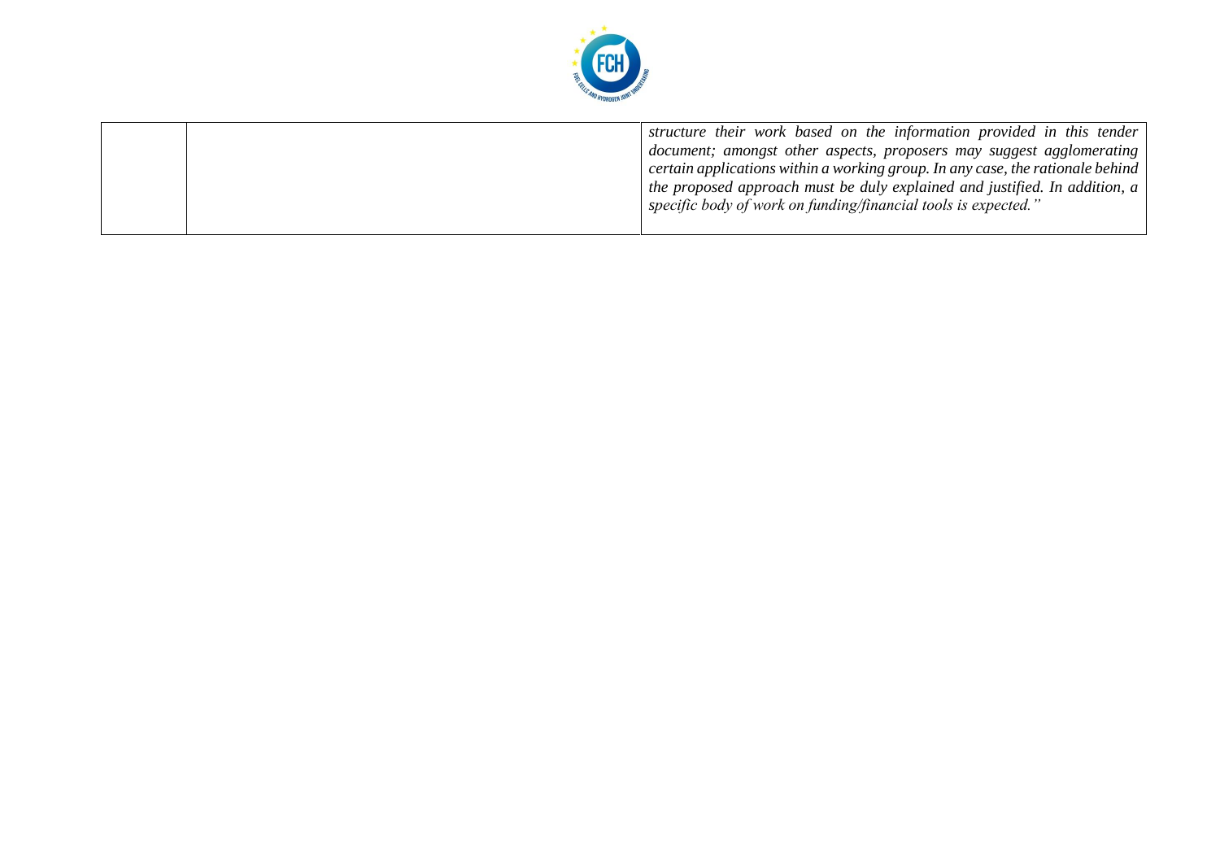| | | |
|---|---|---|
| | | *structure their work based on the information provided in this tender document; amongst other aspects, proposers may suggest agglomerating certain applications within a working group. In any case, the rationale behind the proposed approach must be duly explained and justified. In addition, a specific body of work on funding/financial tools is expected."* |